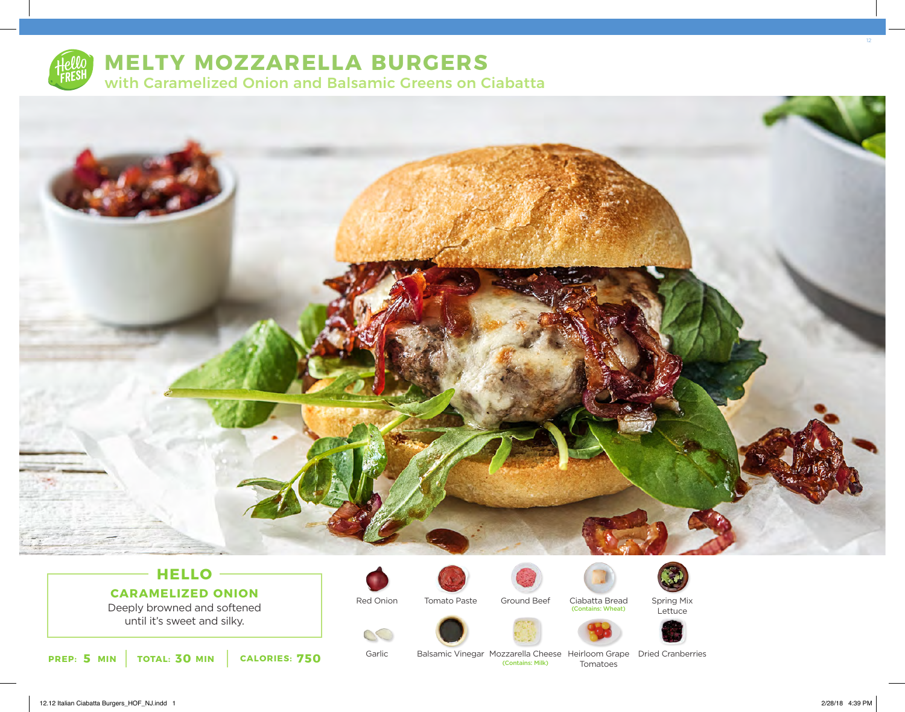# MELTY MOZZARELLA BURGERS

## with Caramelized Onion and Balsamic Greens on Ciabatta

### HELLO

**CARAMELIZED ONION**

Deeply browned and softened until it's sweet and silky.

**PREP:** 5 MIN | **TOTAL:** 30 MIN | **CALORIES:** 750

- Red Onion
- Tomato Paste
- Ground Beef
- Ciabatta Bread (Contains: Wheat)
- Spring Mix Lettuce
- Garlic
- Balsamic Vinegar
- Mozzarella Cheese (Contains: Milk)
- Heirloom Grape Tomatoes
- Dried Cranberries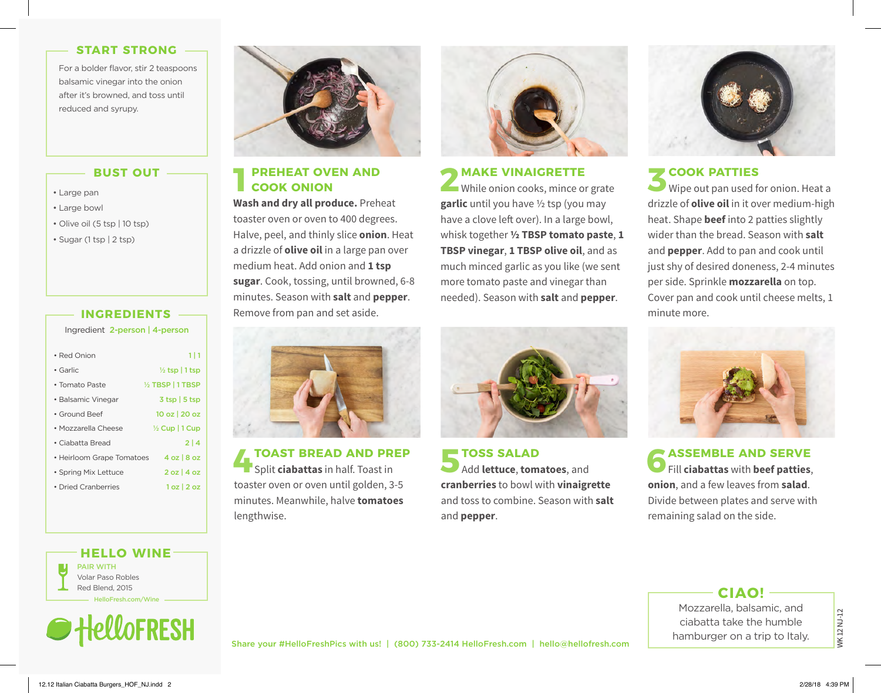## START STRONG

For a bolder flavor, stir 2 teaspoons balsamic vinegar into the onion after it's browned, and toss until reduced and syrupy.

## BUST OUT

- Large pan
- Large bowl
- Olive oil (5 tsp | 10 tsp)
- Sugar (1 tsp | 2 tsp)

## INGREDIENTS

| Ingredient | 2-person \| 4-person |
|---|---|
| Red Onion | 1 \| 1 |
| Garlic | ½ tsp \| 1 tsp |
| Tomato Paste | ½ TBSP \| 1 TBSP |
| Balsamic Vinegar | 3 tsp \| 5 tsp |
| Ground Beef | 10 oz \| 20 oz |
| Mozzarella Cheese | ½ Cup \| 1 Cup |
| Ciabatta Bread | 2 \| 4 |
| Heirloom Grape Tomatoes | 4 oz \| 8 oz |
| Spring Mix Lettuce | 2 oz \| 4 oz |
| Dried Cranberries | 1 oz \| 2 oz |

## HELLO WINE

PAIR WITH
Volar Paso Robles
Red Blend, 2015

HelloFresh.com/Wine

HelloFRESH

## 1 PREHEAT OVEN AND COOK ONION

**Wash and dry all produce.** Preheat toaster oven or oven to 400 degrees. Halve, peel, and thinly slice **onion**. Heat a drizzle of **olive oil** in a large pan over medium heat. Add onion and **1 tsp sugar**. Cook, tossing, until browned, 6-8 minutes. Season with **salt** and **pepper**. Remove from pan and set aside.

## 2 MAKE VINAIGRETTE

While onion cooks, mince or grate **garlic** until you have ½ tsp (you may have a clove left over). In a large bowl, whisk together **½ TBSP tomato paste**, **1 TBSP vinegar**, **1 TBSP olive oil**, and as much minced garlic as you like (we sent more tomato paste and vinegar than needed). Season with **salt** and **pepper**.

## 3 COOK PATTIES

Wipe out pan used for onion. Heat a drizzle of **olive oil** in it over medium-high heat. Shape **beef** into 2 patties slightly wider than the bread. Season with **salt** and **pepper**. Add to pan and cook until just shy of desired doneness, 2-4 minutes per side. Sprinkle **mozzarella** on top. Cover pan and cook until cheese melts, 1 minute more.

## 4 TOAST BREAD AND PREP

Split **ciabattas** in half. Toast in toaster oven or oven until golden, 3-5 minutes. Meanwhile, halve **tomatoes** lengthwise.

## 5 TOSS SALAD

Add **lettuce**, **tomatoes**, and **cranberries** to bowl with **vinaigrette** and toss to combine. Season with **salt** and **pepper**.

## 6 ASSEMBLE AND SERVE

Fill **ciabattas** with **beef patties**, **onion**, and a few leaves from **salad**. Divide between plates and serve with remaining salad on the side.

## CIAO!

Mozzarella, balsamic, and ciabatta take the humble hamburger on a trip to Italy.

Share your #HelloFreshPics with us! | (800) 733-2414 HelloFresh.com | hello@hellofresh.com

WK 12 NJ-12